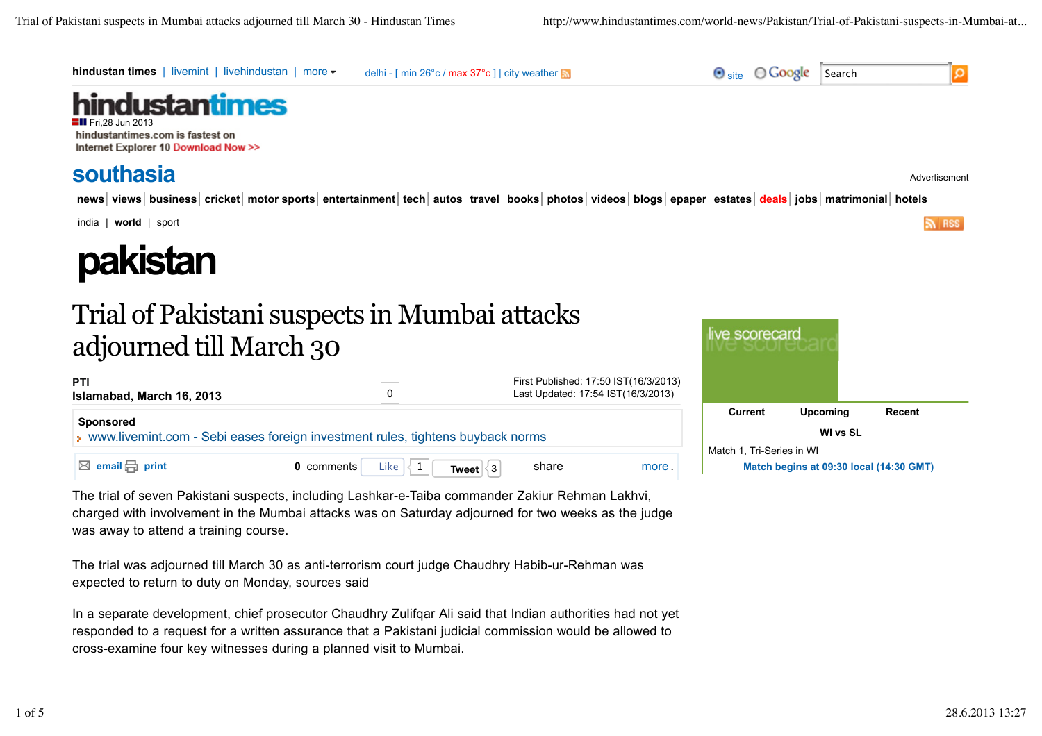hindustan times | livemint | livehindustan | more

delhi - [ min 26°c / max 37°c ] | city weather

site Google Search

hindustantimes

Fri,28 Jun 2013

hindustantimes.com is fastest on Internet Explorer 10 Download Now >>

## southasia

Advertisement

news | views | business | cricket | motor sports | entertainment | tech | autos | travel | books | photos | videos | blogs | epaper | estates | deals | jobs | matrimonial | hotels

india | world | sport

RSS

# pakistan

# Trial of Pakistani suspects in Mumbai attacks adjourned till March 30

**PTI**
**Islamabad, March 16, 2013**

0

First Published: 17:50 IST(16/3/2013)
Last Updated: 17:54 IST(16/3/2013)

**Sponsored**
www.livemint.com - Sebi eases foreign investment rules, tightens buyback norms

email print    0 comments  Like 1  Tweet 3  share  more.

The trial of seven Pakistani suspects, including Lashkar-e-Taiba commander Zakiur Rehman Lakhvi, charged with involvement in the Mumbai attacks was on Saturday adjourned for two weeks as the judge was away to attend a training course.

The trial was adjourned till March 30 as anti-terrorism court judge Chaudhry Habib-ur-Rehman was expected to return to duty on Monday, sources said

In a separate development, chief prosecutor Chaudhry Zulifqar Ali said that Indian authorities had not yet responded to a request for a written assurance that a Pakistani judicial commission would be allowed to cross-examine four key witnesses during a planned visit to Mumbai.

live scorecard

| Current | Upcoming | Recent |
|---|---|---|

**WI vs SL**

Match 1, Tri-Series in WI

**Match begins at 09:30 local (14:30 GMT)**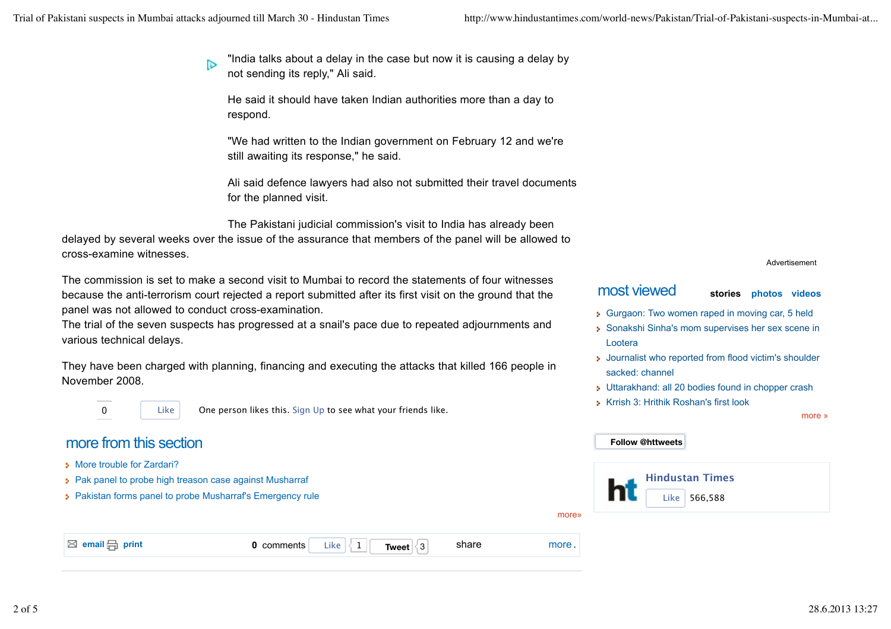"India talks about a delay in the case but now it is causing a delay by not sending its reply," Ali said.

He said it should have taken Indian authorities more than a day to respond.

"We had written to the Indian government on February 12 and we're still awaiting its response," he said.

Ali said defence lawyers had also not submitted their travel documents for the planned visit.

The Pakistani judicial commission's visit to India has already been delayed by several weeks over the issue of the assurance that members of the panel will be allowed to cross-examine witnesses.

The commission is set to make a second visit to Mumbai to record the statements of four witnesses because the anti-terrorism court rejected a report submitted after its first visit on the ground that the panel was not allowed to conduct cross-examination.
The trial of the seven suspects has progressed at a snail's pace due to repeated adjournments and various technical delays.

They have been charged with planning, financing and executing the attacks that killed 166 people in November 2008.

0 Like One person likes this. Sign Up to see what your friends like.

## more from this section

- More trouble for Zardari?
- Pak panel to probe high treason case against Musharraf
- Pakistan forms panel to probe Musharraf's Emergency rule

more»

email print 0 comments Like 1 Tweet 3 share more.

Advertisement

## most viewed

stories photos videos

- Gurgaon: Two women raped in moving car, 5 held
- Sonakshi Sinha's mom supervises her sex scene in Lootera
- Journalist who reported from flood victim's shoulder sacked: channel
- Uttarakhand: all 20 bodies found in chopper crash
- Krrish 3: Hrithik Roshan's first look

more »

Follow @httweets

Hindustan Times
Like 566,588